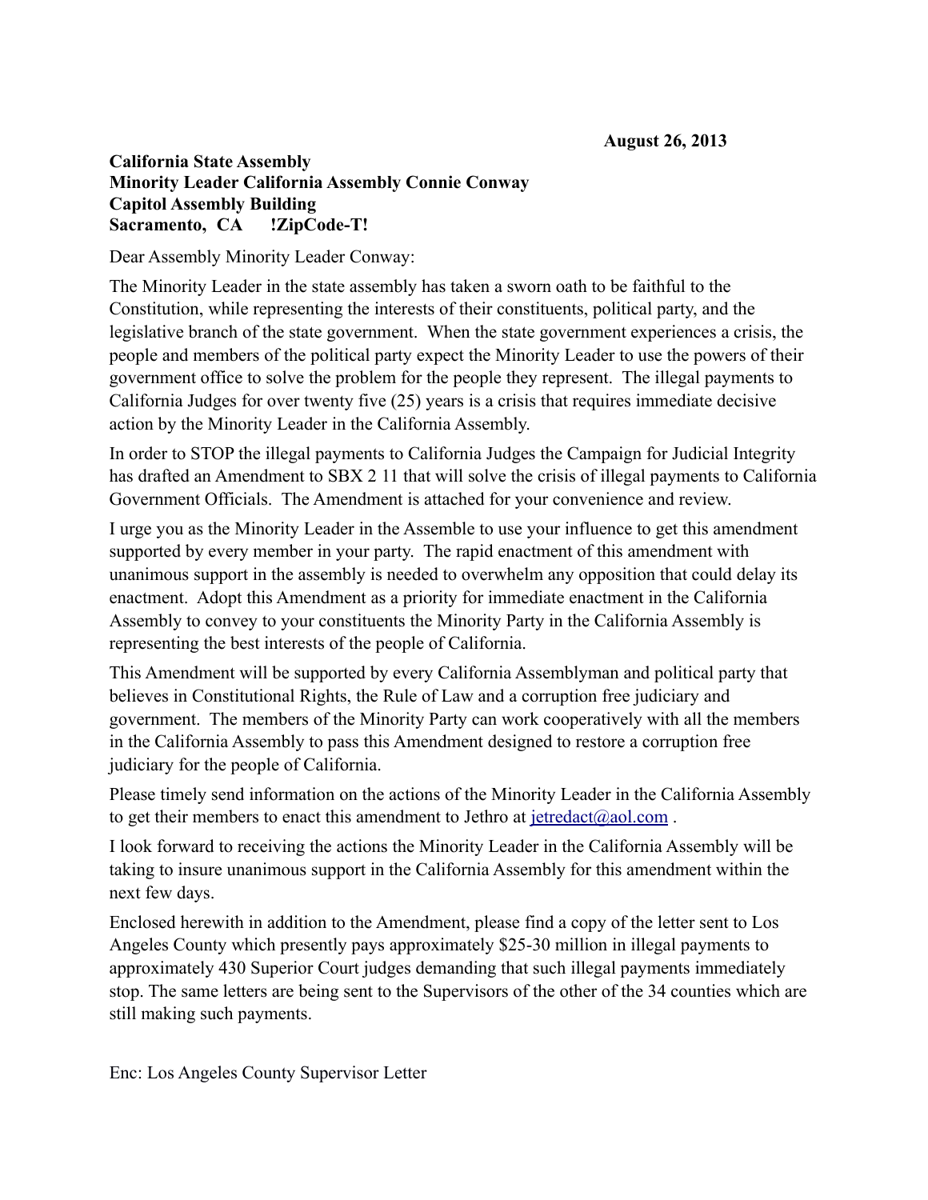**August 26, 2013**

**California State Assembly**
**Minority Leader California Assembly Connie Conway**
**Capitol Assembly Building**
**Sacramento, CA !ZipCode-T!**

Dear Assembly Minority Leader Conway:

The Minority Leader in the state assembly has taken a sworn oath to be faithful to the Constitution, while representing the interests of their constituents, political party, and the legislative branch of the state government. When the state government experiences a crisis, the people and members of the political party expect the Minority Leader to use the powers of their government office to solve the problem for the people they represent. The illegal payments to California Judges for over twenty five (25) years is a crisis that requires immediate decisive action by the Minority Leader in the California Assembly.

In order to STOP the illegal payments to California Judges the Campaign for Judicial Integrity has drafted an Amendment to SBX 2 11 that will solve the crisis of illegal payments to California Government Officials. The Amendment is attached for your convenience and review.

I urge you as the Minority Leader in the Assemble to use your influence to get this amendment supported by every member in your party. The rapid enactment of this amendment with unanimous support in the assembly is needed to overwhelm any opposition that could delay its enactment. Adopt this Amendment as a priority for immediate enactment in the California Assembly to convey to your constituents the Minority Party in the California Assembly is representing the best interests of the people of California.

This Amendment will be supported by every California Assemblyman and political party that believes in Constitutional Rights, the Rule of Law and a corruption free judiciary and government. The members of the Minority Party can work cooperatively with all the members in the California Assembly to pass this Amendment designed to restore a corruption free judiciary for the people of California.

Please timely send information on the actions of the Minority Leader in the California Assembly to get their members to enact this amendment to Jethro at jetredact@aol.com .

I look forward to receiving the actions the Minority Leader in the California Assembly will be taking to insure unanimous support in the California Assembly for this amendment within the next few days.

Enclosed herewith in addition to the Amendment, please find a copy of the letter sent to Los Angeles County which presently pays approximately $25-30 million in illegal payments to approximately 430 Superior Court judges demanding that such illegal payments immediately stop. The same letters are being sent to the Supervisors of the other of the 34 counties which are still making such payments.

Enc: Los Angeles County Supervisor Letter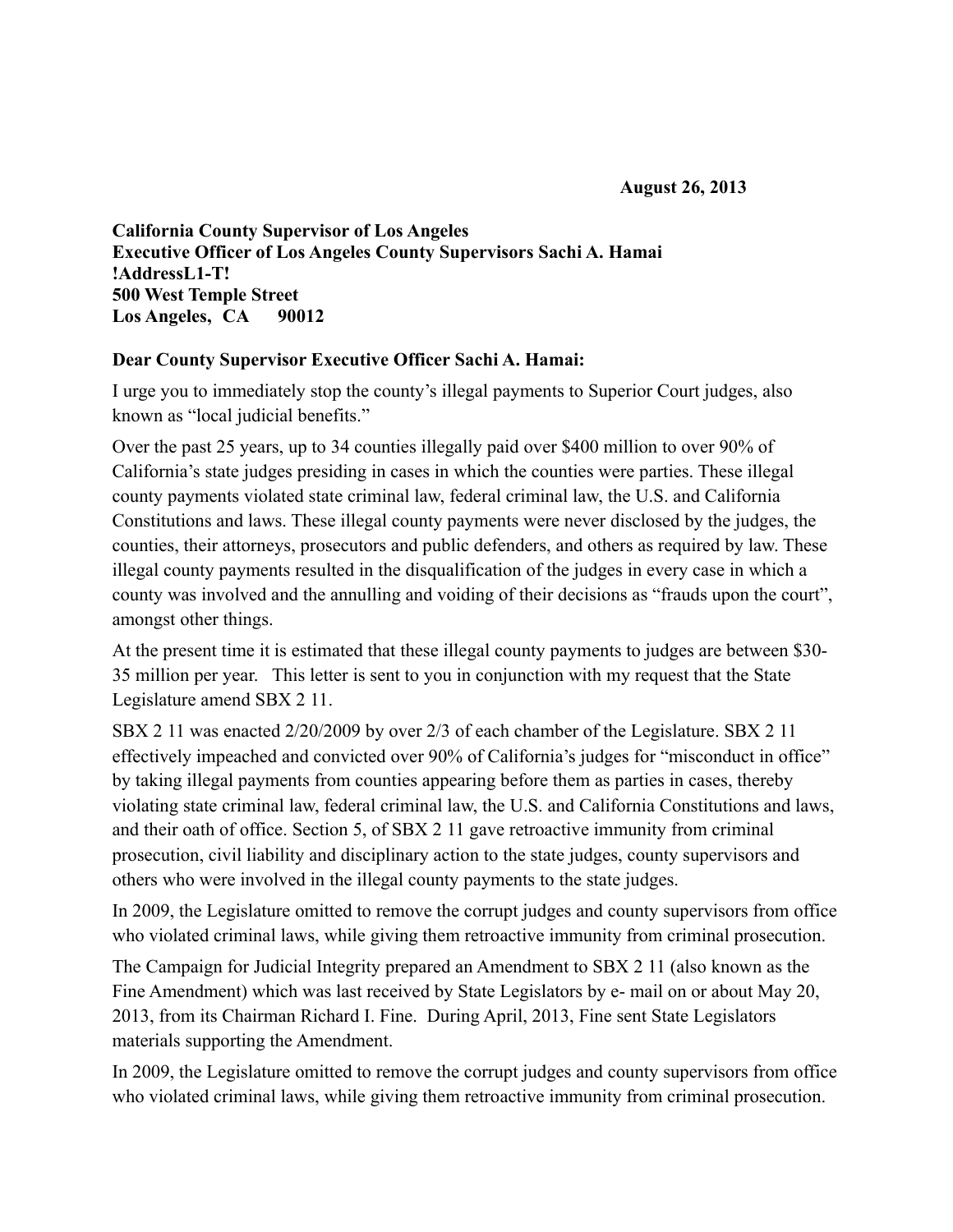**August 26, 2013**

**California County Supervisor of Los Angeles**
**Executive Officer of Los Angeles County Supervisors Sachi A. Hamai**
**!AddressL1-T!**
**500 West Temple Street**
**Los Angeles, CA 90012**

**Dear County Supervisor Executive Officer Sachi A. Hamai:**

I urge you to immediately stop the county's illegal payments to Superior Court judges, also known as "local judicial benefits."

Over the past 25 years, up to 34 counties illegally paid over $400 million to over 90% of California's state judges presiding in cases in which the counties were parties. These illegal county payments violated state criminal law, federal criminal law, the U.S. and California Constitutions and laws. These illegal county payments were never disclosed by the judges, the counties, their attorneys, prosecutors and public defenders, and others as required by law. These illegal county payments resulted in the disqualification of the judges in every case in which a county was involved and the annulling and voiding of their decisions as "frauds upon the court", amongst other things.

At the present time it is estimated that these illegal county payments to judges are between $30-35 million per year. This letter is sent to you in conjunction with my request that the State Legislature amend SBX 2 11.

SBX 2 11 was enacted 2/20/2009 by over 2/3 of each chamber of the Legislature. SBX 2 11 effectively impeached and convicted over 90% of California's judges for "misconduct in office" by taking illegal payments from counties appearing before them as parties in cases, thereby violating state criminal law, federal criminal law, the U.S. and California Constitutions and laws, and their oath of office. Section 5, of SBX 2 11 gave retroactive immunity from criminal prosecution, civil liability and disciplinary action to the state judges, county supervisors and others who were involved in the illegal county payments to the state judges.

In 2009, the Legislature omitted to remove the corrupt judges and county supervisors from office who violated criminal laws, while giving them retroactive immunity from criminal prosecution.

The Campaign for Judicial Integrity prepared an Amendment to SBX 2 11 (also known as the Fine Amendment) which was last received by State Legislators by e- mail on or about May 20, 2013, from its Chairman Richard I. Fine. During April, 2013, Fine sent State Legislators materials supporting the Amendment.

In 2009, the Legislature omitted to remove the corrupt judges and county supervisors from office who violated criminal laws, while giving them retroactive immunity from criminal prosecution.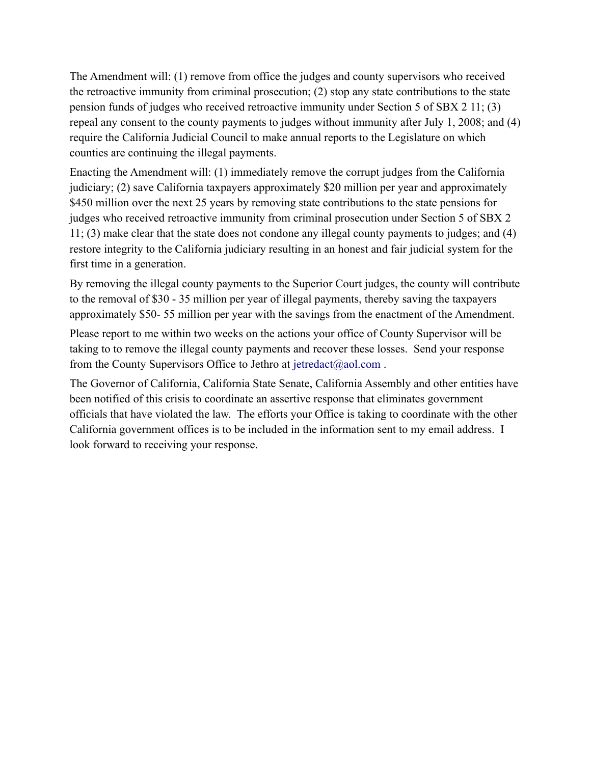The Amendment will: (1) remove from office the judges and county supervisors who received the retroactive immunity from criminal prosecution; (2) stop any state contributions to the state pension funds of judges who received retroactive immunity under Section 5 of SBX 2 11; (3) repeal any consent to the county payments to judges without immunity after July 1, 2008; and (4) require the California Judicial Council to make annual reports to the Legislature on which counties are continuing the illegal payments.

Enacting the Amendment will: (1) immediately remove the corrupt judges from the California judiciary; (2) save California taxpayers approximately $20 million per year and approximately $450 million over the next 25 years by removing state contributions to the state pensions for judges who received retroactive immunity from criminal prosecution under Section 5 of SBX 2 11; (3) make clear that the state does not condone any illegal county payments to judges; and (4) restore integrity to the California judiciary resulting in an honest and fair judicial system for the first time in a generation.

By removing the illegal county payments to the Superior Court judges, the county will contribute to the removal of $30 - 35 million per year of illegal payments, thereby saving the taxpayers approximately $50- 55 million per year with the savings from the enactment of the Amendment.

Please report to me within two weeks on the actions your office of County Supervisor will be taking to to remove the illegal county payments and recover these losses. Send your response from the County Supervisors Office to Jethro at jetredact@aol.com .

The Governor of California, California State Senate, California Assembly and other entities have been notified of this crisis to coordinate an assertive response that eliminates government officials that have violated the law. The efforts your Office is taking to coordinate with the other California government offices is to be included in the information sent to my email address. I look forward to receiving your response.